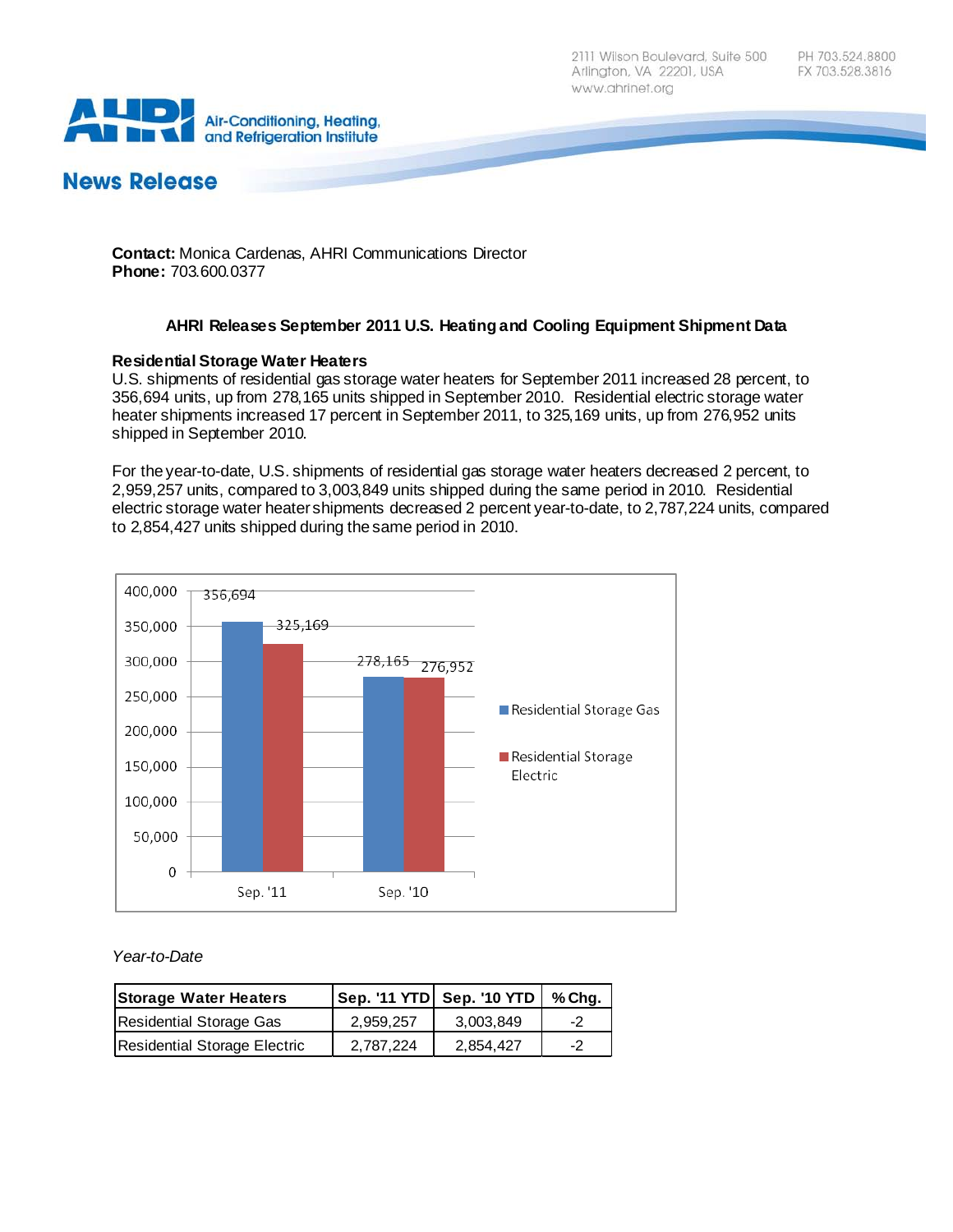2111 Wilson Boulevard, Suite 500
Arlington, VA 22201, USA
www.ahrinet.org

PH 703.524.8800
FX 703.528.3816

Air-Conditioning, Heating, and Refrigeration Institute

## News Release

**Contact:** Monica Cardenas, AHRI Communications Director
**Phone:** 703.600.0377

### AHRI Releases September 2011 U.S. Heating and Cooling Equipment Shipment Data

**Residential Storage Water Heaters**
U.S. shipments of residential gas storage water heaters for September 2011 increased 28 percent, to 356,694 units, up from 278,165 units shipped in September 2010. Residential electric storage water heater shipments increased 17 percent in September 2011, to 325,169 units, up from 276,952 units shipped in September 2010.

For the year-to-date, U.S. shipments of residential gas storage water heaters decreased 2 percent, to 2,959,257 units, compared to 3,003,849 units shipped during the same period in 2010. Residential electric storage water heater shipments decreased 2 percent year-to-date, to 2,787,224 units, compared to 2,854,427 units shipped during the same period in 2010.

| | Residential Storage Gas | Residential Storage Electric |
|---|---|---|
| Sep. '11 | 356,694 | 325,169 |
| Sep. '10 | 278,165 | 276,952 |

*Year-to-Date*

| Storage Water Heaters | Sep. '11 YTD | Sep. '10 YTD | % Chg. |
|---|---|---|---|
| Residential Storage Gas | 2,959,257 | 3,003,849 | -2 |
| Residential Storage Electric | 2,787,224 | 2,854,427 | -2 |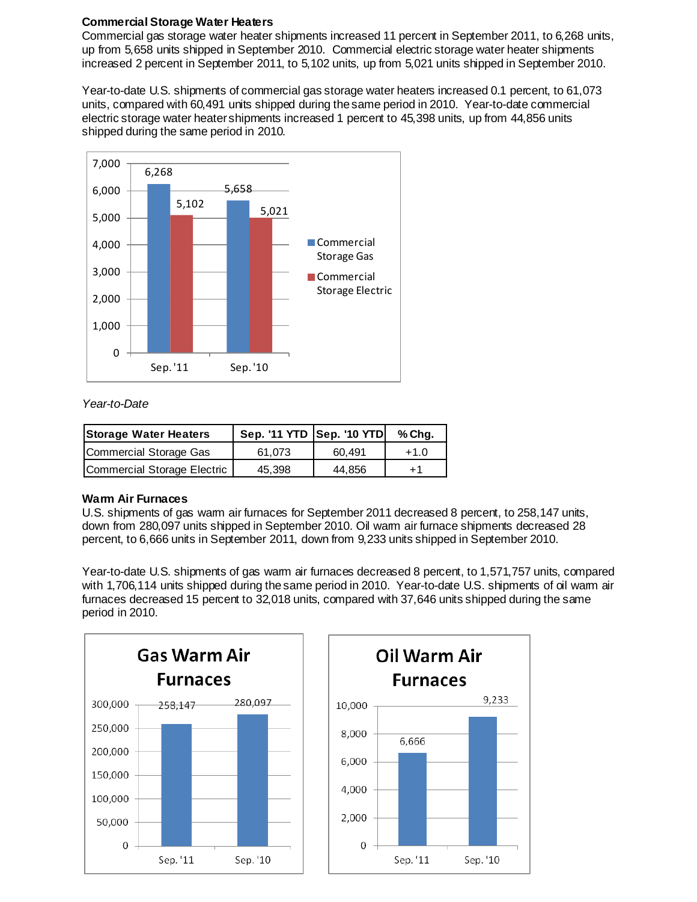### Commercial Storage Water Heaters

Commercial gas storage water heater shipments increased 11 percent in September 2011, to 6,268 units, up from 5,658 units shipped in September 2010. Commercial electric storage water heater shipments increased 2 percent in September 2011, to 5,102 units, up from 5,021 units shipped in September 2010.

Year-to-date U.S. shipments of commercial gas storage water heaters increased 0.1 percent, to 61,073 units, compared with 60,491 units shipped during the same period in 2010. Year-to-date commercial electric storage water heater shipments increased 1 percent to 45,398 units, up from 44,856 units shipped during the same period in 2010.

*Year-to-Date*

| Storage Water Heaters | Sep. '11 YTD | Sep. '10 YTD | % Chg. |
|---|---|---|---|
| Commercial Storage Gas | 61,073 | 60,491 | +1.0 |
| Commercial Storage Electric | 45,398 | 44,856 | +1 |

### Warm Air Furnaces

U.S. shipments of gas warm air furnaces for September 2011 decreased 8 percent, to 258,147 units, down from 280,097 units shipped in September 2010. Oil warm air furnace shipments decreased 28 percent, to 6,666 units in September 2011, down from 9,233 units shipped in September 2010.

Year-to-date U.S. shipments of gas warm air furnaces decreased 8 percent, to 1,571,757 units, compared with 1,706,114 units shipped during the same period in 2010. Year-to-date U.S. shipments of oil warm air furnaces decreased 15 percent to 32,018 units, compared with 37,646 units shipped during the same period in 2010.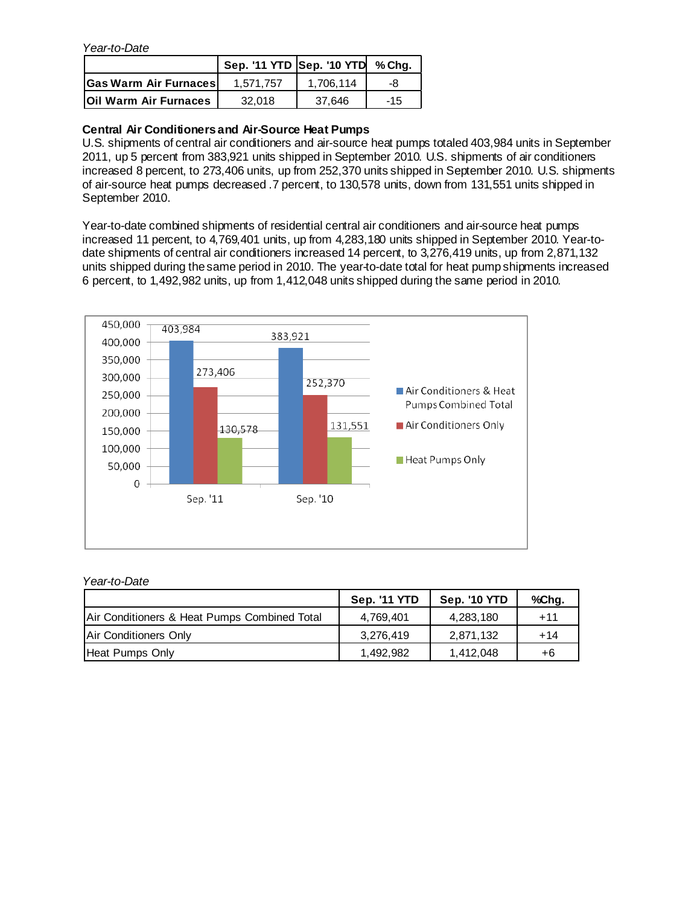*Year-to-Date*

| | Sep. '11 YTD | Sep. '10 YTD | % Chg. |
|---|---|---|---|
| **Gas Warm Air Furnaces** | 1,571,757 | 1,706,114 | -8 |
| **Oil Warm Air Furnaces** | 32,018 | 37,646 | -15 |

**Central Air Conditioners and Air-Source Heat Pumps**

U.S. shipments of central air conditioners and air-source heat pumps totaled 403,984 units in September 2011, up 5 percent from 383,921 units shipped in September 2010. U.S. shipments of air conditioners increased 8 percent, to 273,406 units, up from 252,370 units shipped in September 2010. U.S. shipments of air-source heat pumps decreased .7 percent, to 130,578 units, down from 131,551 units shipped in September 2010.

Year-to-date combined shipments of residential central air conditioners and air-source heat pumps increased 11 percent, to 4,769,401 units, up from 4,283,180 units shipped in September 2010. Year-to-date shipments of central air conditioners increased 14 percent, to 3,276,419 units, up from 2,871,132 units shipped during the same period in 2010. The year-to-date total for heat pump shipments increased 6 percent, to 1,492,982 units, up from 1,412,048 units shipped during the same period in 2010.

*Year-to-Date*

| | Sep. '11 YTD | Sep. '10 YTD | %Chg. |
|---|---|---|---|
| Air Conditioners & Heat Pumps Combined Total | 4,769,401 | 4,283,180 | +11 |
| Air Conditioners Only | 3,276,419 | 2,871,132 | +14 |
| Heat Pumps Only | 1,492,982 | 1,412,048 | +6 |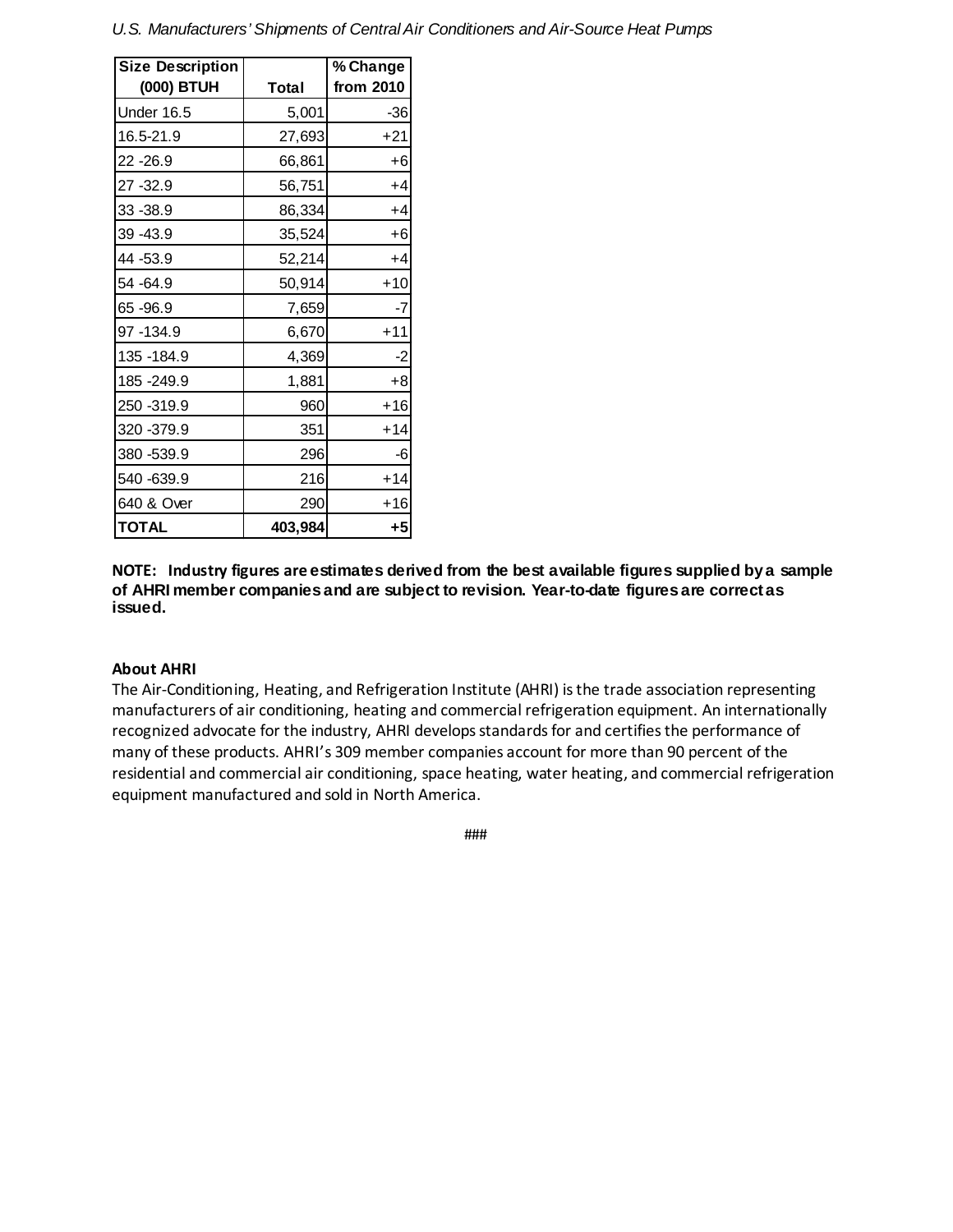*U.S. Manufacturers' Shipments of Central Air Conditioners and Air-Source Heat Pumps*

| Size Description (000) BTUH | Total | % Change from 2010 |
|---|---|---|
| Under 16.5 | 5,001 | -36 |
| 16.5-21.9 | 27,693 | +21 |
| 22 -26.9 | 66,861 | +6 |
| 27 -32.9 | 56,751 | +4 |
| 33 -38.9 | 86,334 | +4 |
| 39 -43.9 | 35,524 | +6 |
| 44 -53.9 | 52,214 | +4 |
| 54 -64.9 | 50,914 | +10 |
| 65 -96.9 | 7,659 | -7 |
| 97 -134.9 | 6,670 | +11 |
| 135 -184.9 | 4,369 | -2 |
| 185 -249.9 | 1,881 | +8 |
| 250 -319.9 | 960 | +16 |
| 320 -379.9 | 351 | +14 |
| 380 -539.9 | 296 | -6 |
| 540 -639.9 | 216 | +14 |
| 640 & Over | 290 | +16 |
| **TOTAL** | **403,984** | **+5** |

**NOTE: Industry figures are estimates derived from the best available figures supplied by a sample of AHRI member companies and are subject to revision. Year-to-date figures are correct as issued.**

**About AHRI**

The Air-Conditioning, Heating, and Refrigeration Institute (AHRI) is the trade association representing manufacturers of air conditioning, heating and commercial refrigeration equipment. An internationally recognized advocate for the industry, AHRI develops standards for and certifies the performance of many of these products. AHRI's 309 member companies account for more than 90 percent of the residential and commercial air conditioning, space heating, water heating, and commercial refrigeration equipment manufactured and sold in North America.

###